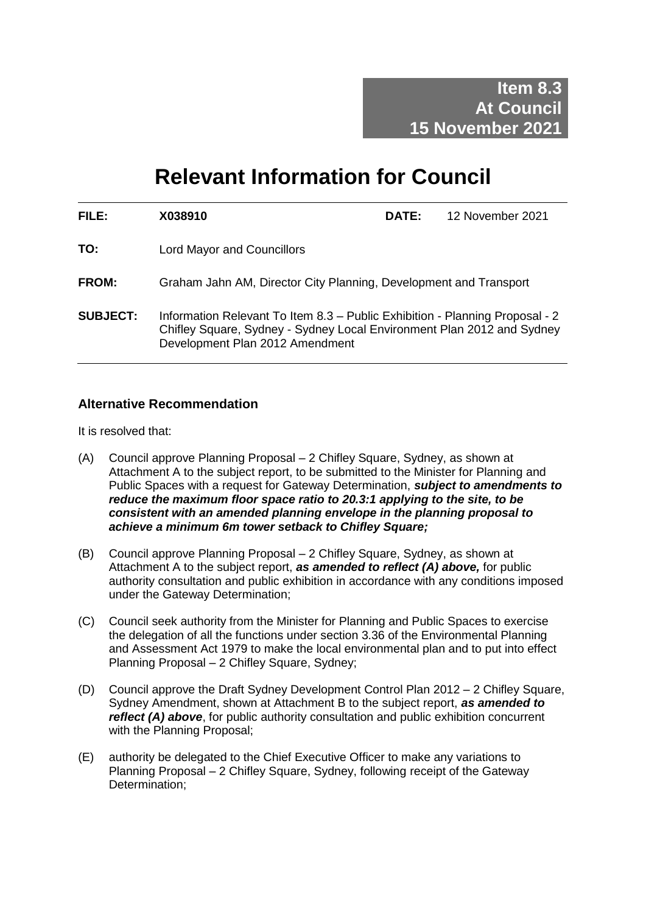**Item 8.3**
**At Council**
**15 November 2021**

# Relevant Information for Council

| | | | |
|---|---|---|---|
| **FILE:** | **X038910** | **DATE:** | 12 November 2021 |
| **TO:** | Lord Mayor and Councillors | | |
| **FROM:** | Graham Jahn AM, Director City Planning, Development and Transport | | |
| **SUBJECT:** | Information Relevant To Item 8.3 – Public Exhibition - Planning Proposal - 2 Chifley Square, Sydney - Sydney Local Environment Plan 2012 and Sydney Development Plan 2012 Amendment | | |

### Alternative Recommendation

It is resolved that:

(A) Council approve Planning Proposal – 2 Chifley Square, Sydney, as shown at Attachment A to the subject report, to be submitted to the Minister for Planning and Public Spaces with a request for Gateway Determination, ***subject to amendments to reduce the maximum floor space ratio to 20.3:1 applying to the site, to be consistent with an amended planning envelope in the planning proposal to achieve a minimum 6m tower setback to Chifley Square;***

(B) Council approve Planning Proposal – 2 Chifley Square, Sydney, as shown at Attachment A to the subject report, ***as amended to reflect (A) above,*** for public authority consultation and public exhibition in accordance with any conditions imposed under the Gateway Determination;

(C) Council seek authority from the Minister for Planning and Public Spaces to exercise the delegation of all the functions under section 3.36 of the Environmental Planning and Assessment Act 1979 to make the local environmental plan and to put into effect Planning Proposal – 2 Chifley Square, Sydney;

(D) Council approve the Draft Sydney Development Control Plan 2012 – 2 Chifley Square, Sydney Amendment, shown at Attachment B to the subject report, ***as amended to reflect (A) above***, for public authority consultation and public exhibition concurrent with the Planning Proposal;

(E) authority be delegated to the Chief Executive Officer to make any variations to Planning Proposal – 2 Chifley Square, Sydney, following receipt of the Gateway Determination;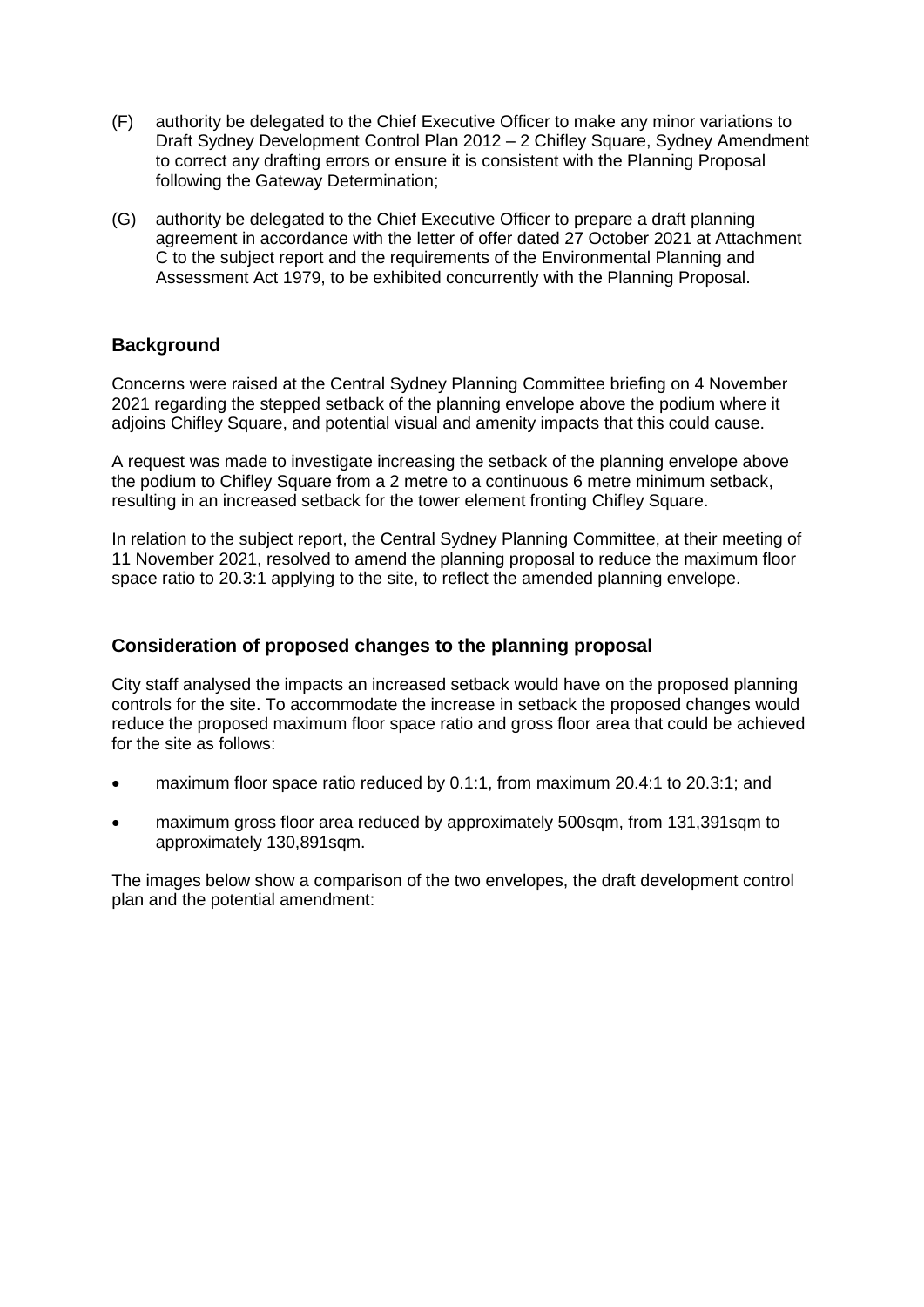(F) authority be delegated to the Chief Executive Officer to make any minor variations to Draft Sydney Development Control Plan 2012 – 2 Chifley Square, Sydney Amendment to correct any drafting errors or ensure it is consistent with the Planning Proposal following the Gateway Determination;

(G) authority be delegated to the Chief Executive Officer to prepare a draft planning agreement in accordance with the letter of offer dated 27 October 2021 at Attachment C to the subject report and the requirements of the Environmental Planning and Assessment Act 1979, to be exhibited concurrently with the Planning Proposal.

## Background

Concerns were raised at the Central Sydney Planning Committee briefing on 4 November 2021 regarding the stepped setback of the planning envelope above the podium where it adjoins Chifley Square, and potential visual and amenity impacts that this could cause.

A request was made to investigate increasing the setback of the planning envelope above the podium to Chifley Square from a 2 metre to a continuous 6 metre minimum setback, resulting in an increased setback for the tower element fronting Chifley Square.

In relation to the subject report, the Central Sydney Planning Committee, at their meeting of 11 November 2021, resolved to amend the planning proposal to reduce the maximum floor space ratio to 20.3:1 applying to the site, to reflect the amended planning envelope.

## Consideration of proposed changes to the planning proposal

City staff analysed the impacts an increased setback would have on the proposed planning controls for the site. To accommodate the increase in setback the proposed changes would reduce the proposed maximum floor space ratio and gross floor area that could be achieved for the site as follows:

- maximum floor space ratio reduced by 0.1:1, from maximum 20.4:1 to 20.3:1; and
- maximum gross floor area reduced by approximately 500sqm, from 131,391sqm to approximately 130,891sqm.

The images below show a comparison of the two envelopes, the draft development control plan and the potential amendment: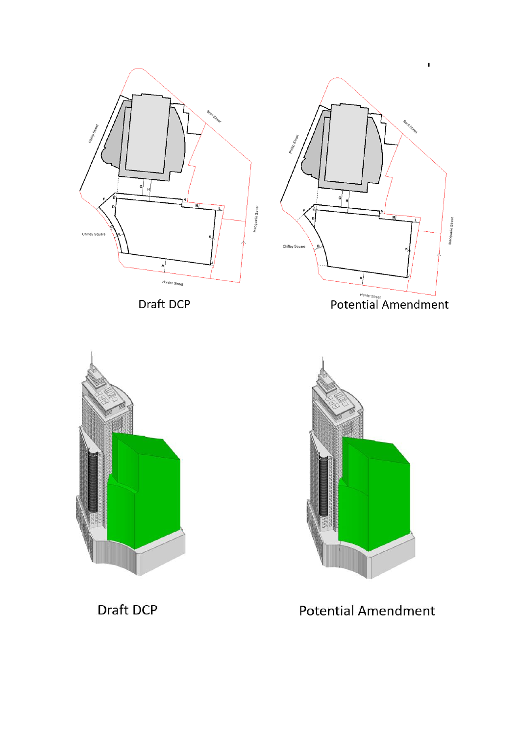Draft DCP

Potential Amendment

Draft DCP

Potential Amendment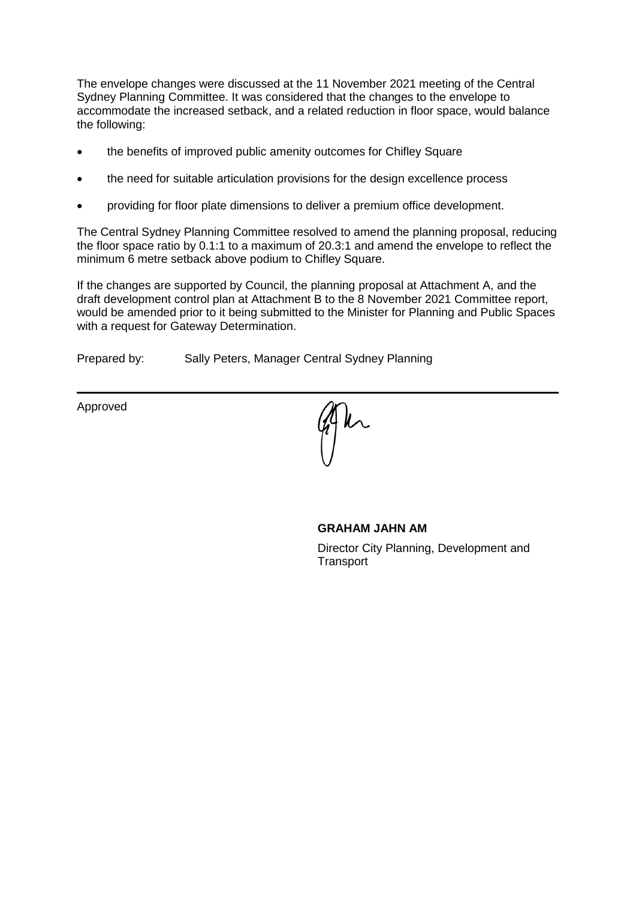The envelope changes were discussed at the 11 November 2021 meeting of the Central Sydney Planning Committee. It was considered that the changes to the envelope to accommodate the increased setback, and a related reduction in floor space, would balance the following:

- the benefits of improved public amenity outcomes for Chifley Square
- the need for suitable articulation provisions for the design excellence process
- providing for floor plate dimensions to deliver a premium office development.

The Central Sydney Planning Committee resolved to amend the planning proposal, reducing the floor space ratio by 0.1:1 to a maximum of 20.3:1 and amend the envelope to reflect the minimum 6 metre setback above podium to Chifley Square.

If the changes are supported by Council, the planning proposal at Attachment A, and the draft development control plan at Attachment B to the 8 November 2021 Committee report, would be amended prior to it being submitted to the Minister for Planning and Public Spaces with a request for Gateway Determination.

Prepared by: Sally Peters, Manager Central Sydney Planning

---

Approved

**GRAHAM JAHN AM**

Director City Planning, Development and Transport